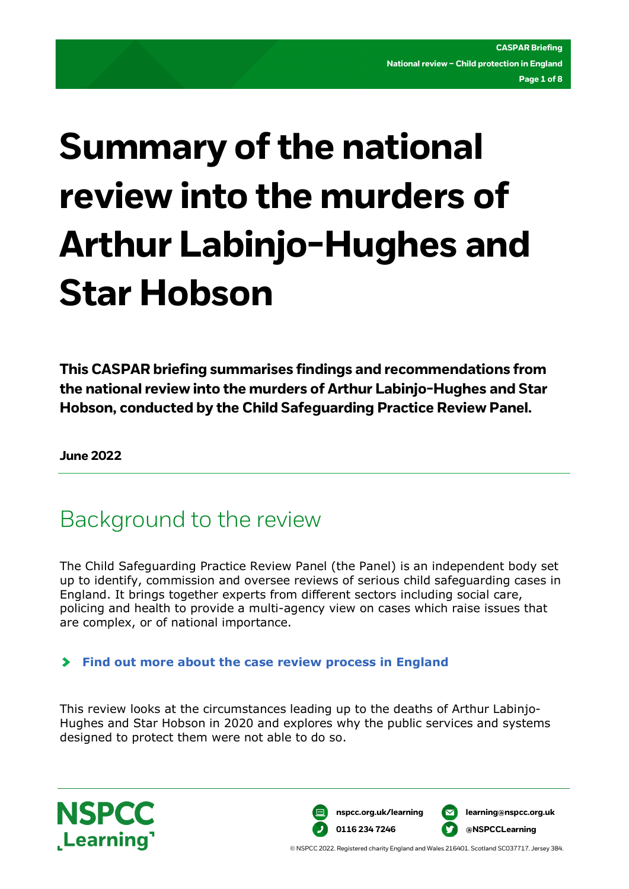# Summary of the national review into the murders of Arthur Labinjo-Hughes and Star Hobson

**This CASPAR briefing summarises findings and recommendations from the national review into the murders of Arthur Labinjo-Hughes and Star Hobson, conducted by the Child Safeguarding Practice Review Panel.**

**June 2022**

## Background to the review

The Child Safeguarding Practice Review Panel (the Panel) is an independent body set up to identify, commission and oversee reviews of serious child safeguarding cases in England. It brings together experts from different sectors including social care, policing and health to provide a multi-agency view on cases which raise issues that are complex, or of national importance.

> **Find out more about the case review process in England**

This review looks at the circumstances leading up to the deaths of Arthur Labinjo-Hughes and Star Hobson in 2020 and explores why the public services and systems designed to protect them were not able to do so.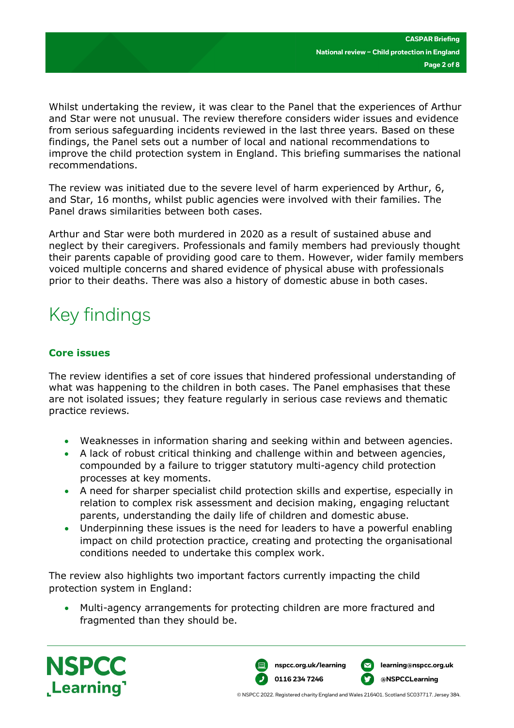Whilst undertaking the review, it was clear to the Panel that the experiences of Arthur and Star were not unusual. The review therefore considers wider issues and evidence from serious safeguarding incidents reviewed in the last three years. Based on these findings, the Panel sets out a number of local and national recommendations to improve the child protection system in England. This briefing summarises the national recommendations.

The review was initiated due to the severe level of harm experienced by Arthur, 6, and Star, 16 months, whilst public agencies were involved with their families. The Panel draws similarities between both cases.

Arthur and Star were both murdered in 2020 as a result of sustained abuse and neglect by their caregivers. Professionals and family members had previously thought their parents capable of providing good care to them. However, wider family members voiced multiple concerns and shared evidence of physical abuse with professionals prior to their deaths. There was also a history of domestic abuse in both cases.

# Key findings

### Core issues

The review identifies a set of core issues that hindered professional understanding of what was happening to the children in both cases. The Panel emphasises that these are not isolated issues; they feature regularly in serious case reviews and thematic practice reviews.

- Weaknesses in information sharing and seeking within and between agencies.
- A lack of robust critical thinking and challenge within and between agencies, compounded by a failure to trigger statutory multi-agency child protection processes at key moments.
- A need for sharper specialist child protection skills and expertise, especially in relation to complex risk assessment and decision making, engaging reluctant parents, understanding the daily life of children and domestic abuse.
- Underpinning these issues is the need for leaders to have a powerful enabling impact on child protection practice, creating and protecting the organisational conditions needed to undertake this complex work.

The review also highlights two important factors currently impacting the child protection system in England:

- Multi-agency arrangements for protecting children are more fractured and fragmented than they should be.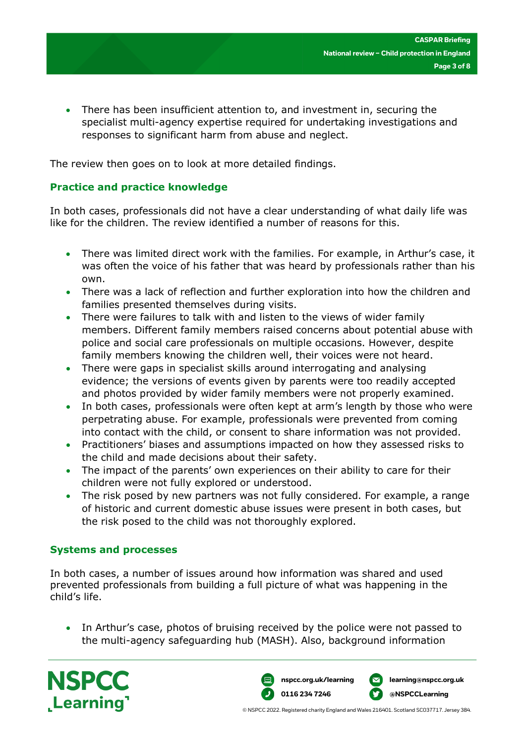- There has been insufficient attention to, and investment in, securing the specialist multi-agency expertise required for undertaking investigations and responses to significant harm from abuse and neglect.

The review then goes on to look at more detailed findings.

## Practice and practice knowledge

In both cases, professionals did not have a clear understanding of what daily life was like for the children. The review identified a number of reasons for this.

- There was limited direct work with the families. For example, in Arthur's case, it was often the voice of his father that was heard by professionals rather than his own.
- There was a lack of reflection and further exploration into how the children and families presented themselves during visits.
- There were failures to talk with and listen to the views of wider family members. Different family members raised concerns about potential abuse with police and social care professionals on multiple occasions. However, despite family members knowing the children well, their voices were not heard.
- There were gaps in specialist skills around interrogating and analysing evidence; the versions of events given by parents were too readily accepted and photos provided by wider family members were not properly examined.
- In both cases, professionals were often kept at arm's length by those who were perpetrating abuse. For example, professionals were prevented from coming into contact with the child, or consent to share information was not provided.
- Practitioners' biases and assumptions impacted on how they assessed risks to the child and made decisions about their safety.
- The impact of the parents' own experiences on their ability to care for their children were not fully explored or understood.
- The risk posed by new partners was not fully considered. For example, a range of historic and current domestic abuse issues were present in both cases, but the risk posed to the child was not thoroughly explored.

## Systems and processes

In both cases, a number of issues around how information was shared and used prevented professionals from building a full picture of what was happening in the child's life.

- In Arthur's case, photos of bruising received by the police were not passed to the multi-agency safeguarding hub (MASH). Also, background information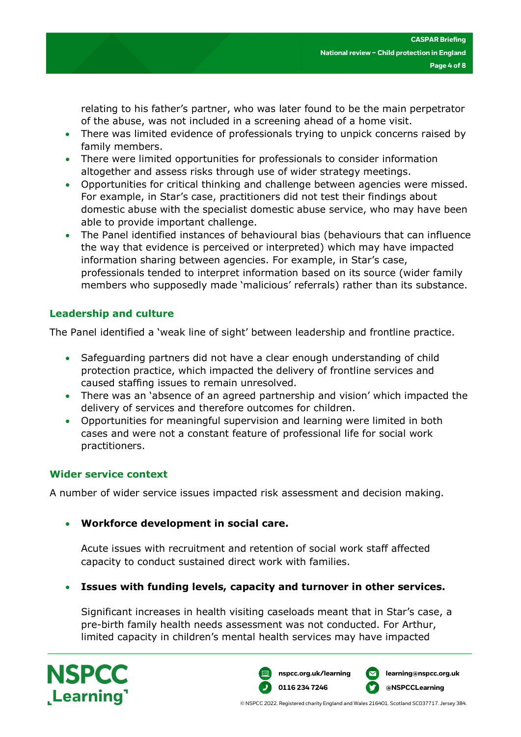relating to his father's partner, who was later found to be the main perpetrator of the abuse, was not included in a screening ahead of a home visit.

- There was limited evidence of professionals trying to unpick concerns raised by family members.
- There were limited opportunities for professionals to consider information altogether and assess risks through use of wider strategy meetings.
- Opportunities for critical thinking and challenge between agencies were missed. For example, in Star's case, practitioners did not test their findings about domestic abuse with the specialist domestic abuse service, who may have been able to provide important challenge.
- The Panel identified instances of behavioural bias (behaviours that can influence the way that evidence is perceived or interpreted) which may have impacted information sharing between agencies. For example, in Star's case, professionals tended to interpret information based on its source (wider family members who supposedly made 'malicious' referrals) rather than its substance.

## Leadership and culture

The Panel identified a 'weak line of sight' between leadership and frontline practice.

- Safeguarding partners did not have a clear enough understanding of child protection practice, which impacted the delivery of frontline services and caused staffing issues to remain unresolved.
- There was an 'absence of an agreed partnership and vision' which impacted the delivery of services and therefore outcomes for children.
- Opportunities for meaningful supervision and learning were limited in both cases and were not a constant feature of professional life for social work practitioners.

## Wider service context

A number of wider service issues impacted risk assessment and decision making.

- **Workforce development in social care.**

  Acute issues with recruitment and retention of social work staff affected capacity to conduct sustained direct work with families.

- **Issues with funding levels, capacity and turnover in other services.**

  Significant increases in health visiting caseloads meant that in Star's case, a pre-birth family health needs assessment was not conducted. For Arthur, limited capacity in children's mental health services may have impacted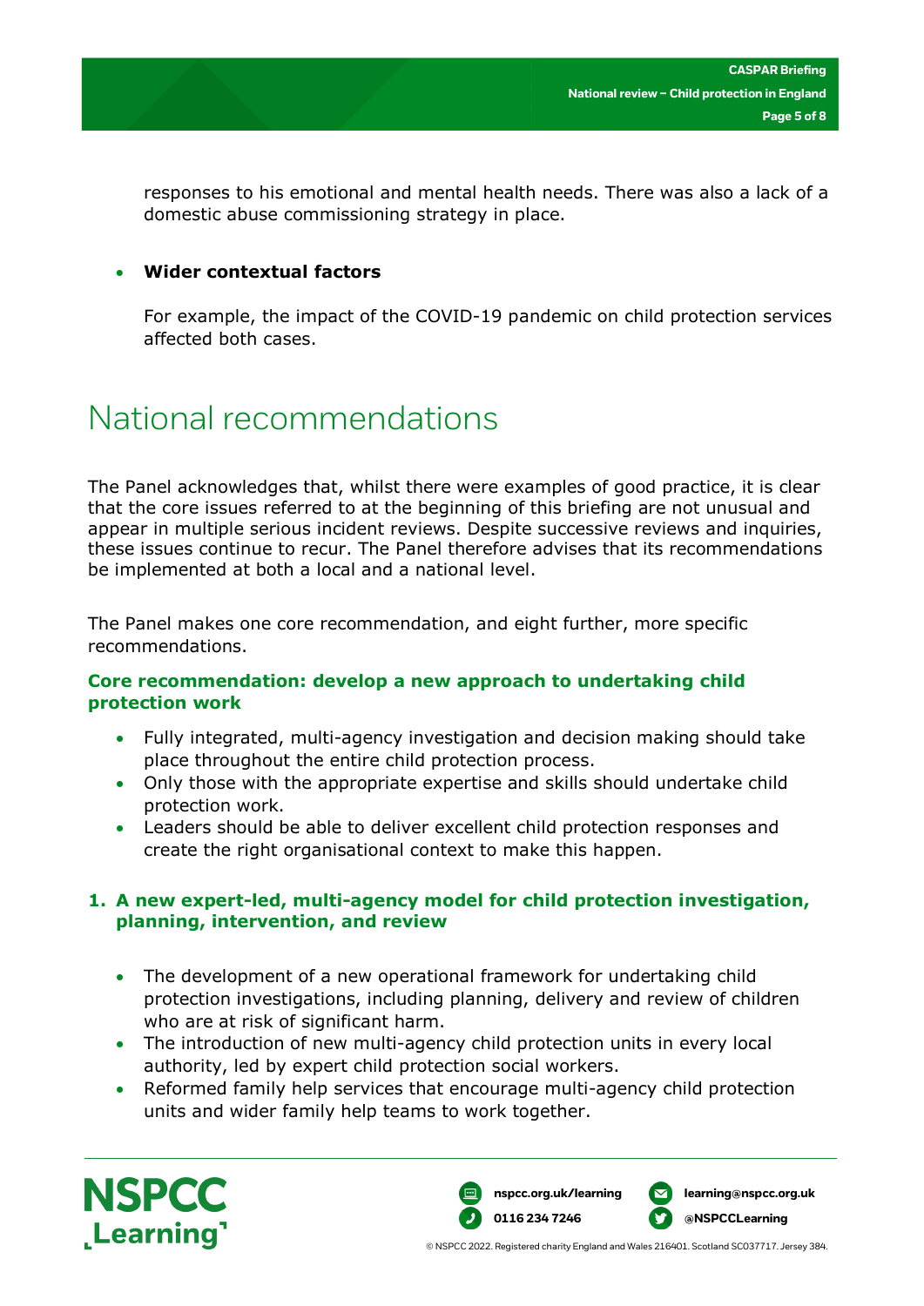responses to his emotional and mental health needs. There was also a lack of a domestic abuse commissioning strategy in place.

- **Wider contextual factors**

  For example, the impact of the COVID-19 pandemic on child protection services affected both cases.

# National recommendations

The Panel acknowledges that, whilst there were examples of good practice, it is clear that the core issues referred to at the beginning of this briefing are not unusual and appear in multiple serious incident reviews. Despite successive reviews and inquiries, these issues continue to recur. The Panel therefore advises that its recommendations be implemented at both a local and a national level.

The Panel makes one core recommendation, and eight further, more specific recommendations.

### Core recommendation: develop a new approach to undertaking child protection work

- Fully integrated, multi-agency investigation and decision making should take place throughout the entire child protection process.
- Only those with the appropriate expertise and skills should undertake child protection work.
- Leaders should be able to deliver excellent child protection responses and create the right organisational context to make this happen.

### 1. A new expert-led, multi-agency model for child protection investigation, planning, intervention, and review

- The development of a new operational framework for undertaking child protection investigations, including planning, delivery and review of children who are at risk of significant harm.
- The introduction of new multi-agency child protection units in every local authority, led by expert child protection social workers.
- Reformed family help services that encourage multi-agency child protection units and wider family help teams to work together.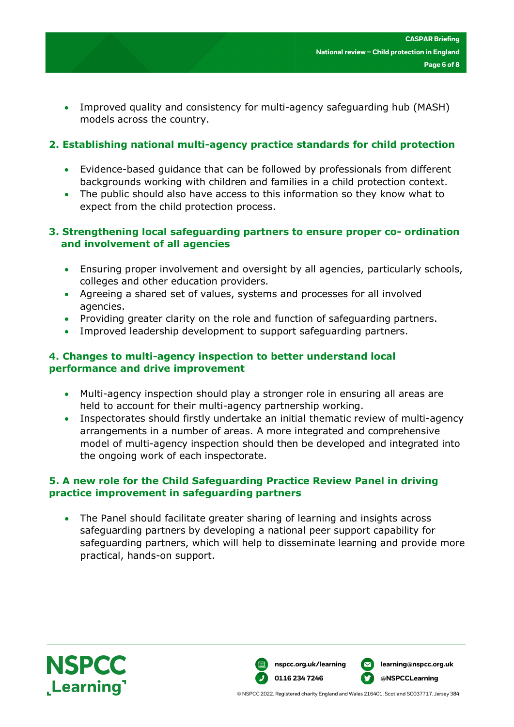- Improved quality and consistency for multi-agency safeguarding hub (MASH) models across the country.

## 2. Establishing national multi-agency practice standards for child protection

- Evidence-based guidance that can be followed by professionals from different backgrounds working with children and families in a child protection context.
- The public should also have access to this information so they know what to expect from the child protection process.

## 3. Strengthening local safeguarding partners to ensure proper co- ordination and involvement of all agencies

- Ensuring proper involvement and oversight by all agencies, particularly schools, colleges and other education providers.
- Agreeing a shared set of values, systems and processes for all involved agencies.
- Providing greater clarity on the role and function of safeguarding partners.
- Improved leadership development to support safeguarding partners.

## 4. Changes to multi-agency inspection to better understand local performance and drive improvement

- Multi-agency inspection should play a stronger role in ensuring all areas are held to account for their multi-agency partnership working.
- Inspectorates should firstly undertake an initial thematic review of multi-agency arrangements in a number of areas. A more integrated and comprehensive model of multi-agency inspection should then be developed and integrated into the ongoing work of each inspectorate.

## 5. A new role for the Child Safeguarding Practice Review Panel in driving practice improvement in safeguarding partners

- The Panel should facilitate greater sharing of learning and insights across safeguarding partners by developing a national peer support capability for safeguarding partners, which will help to disseminate learning and provide more practical, hands-on support.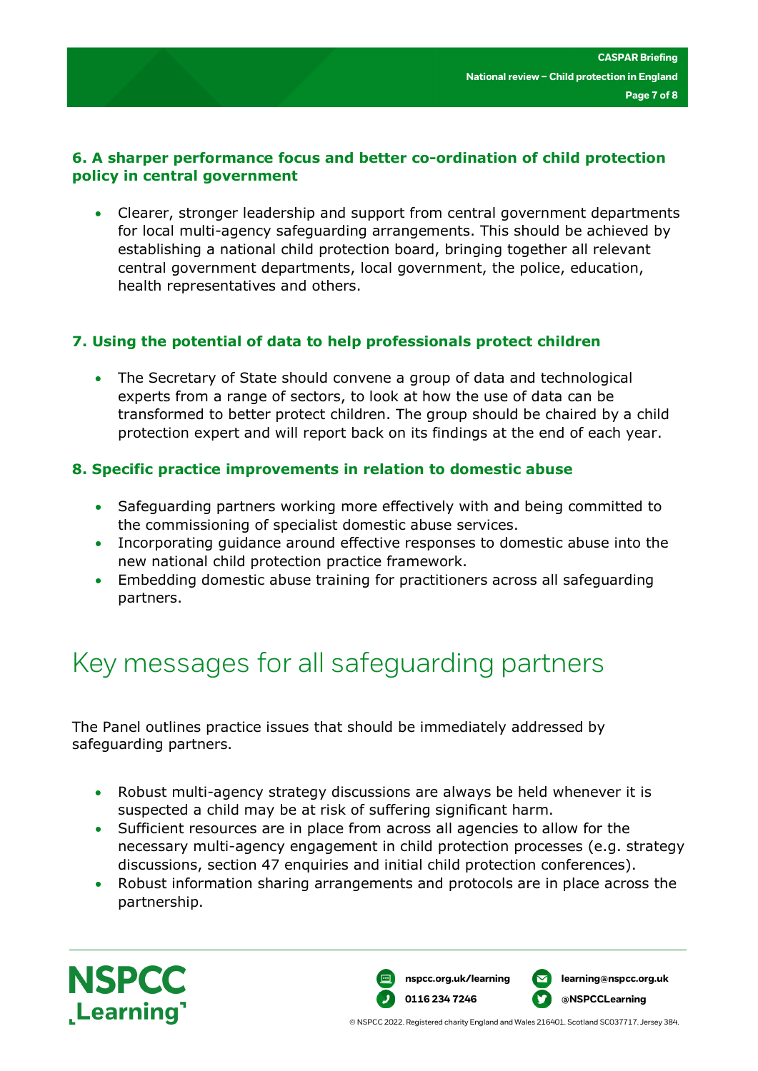### 6. A sharper performance focus and better co-ordination of child protection policy in central government

- Clearer, stronger leadership and support from central government departments for local multi-agency safeguarding arrangements. This should be achieved by establishing a national child protection board, bringing together all relevant central government departments, local government, the police, education, health representatives and others.

### 7. Using the potential of data to help professionals protect children

- The Secretary of State should convene a group of data and technological experts from a range of sectors, to look at how the use of data can be transformed to better protect children. The group should be chaired by a child protection expert and will report back on its findings at the end of each year.

### 8. Specific practice improvements in relation to domestic abuse

- Safeguarding partners working more effectively with and being committed to the commissioning of specialist domestic abuse services.
- Incorporating guidance around effective responses to domestic abuse into the new national child protection practice framework.
- Embedding domestic abuse training for practitioners across all safeguarding partners.

## Key messages for all safeguarding partners

The Panel outlines practice issues that should be immediately addressed by safeguarding partners.

- Robust multi-agency strategy discussions are always be held whenever it is suspected a child may be at risk of suffering significant harm.
- Sufficient resources are in place from across all agencies to allow for the necessary multi-agency engagement in child protection processes (e.g. strategy discussions, section 47 enquiries and initial child protection conferences).
- Robust information sharing arrangements and protocols are in place across the partnership.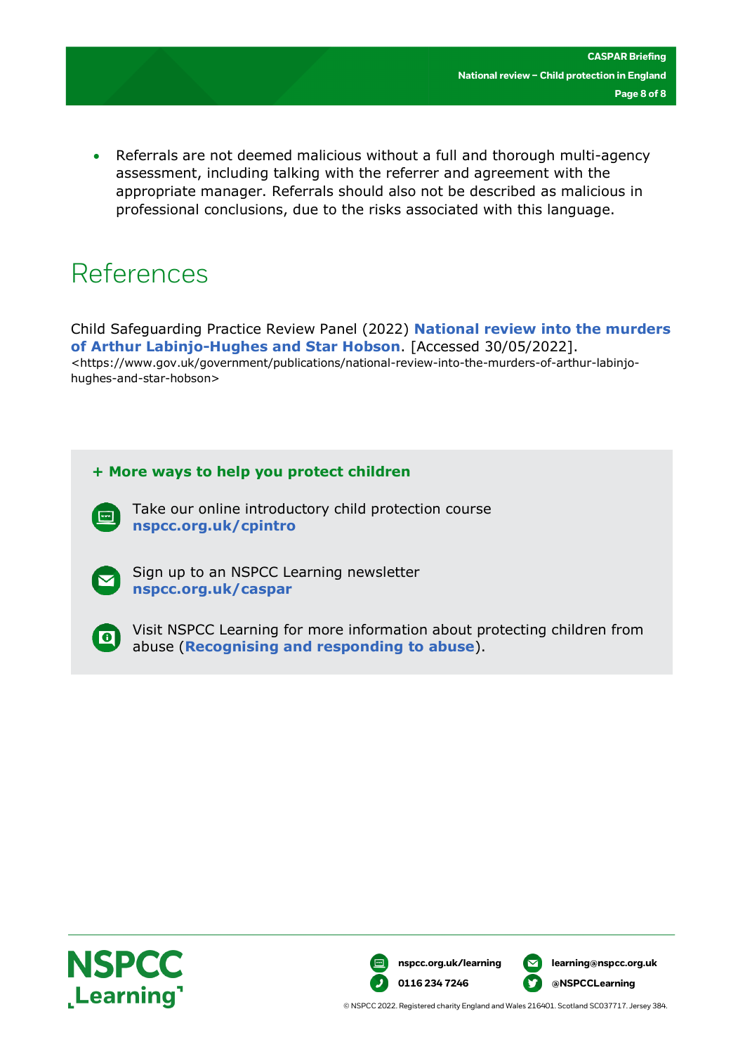- Referrals are not deemed malicious without a full and thorough multi-agency assessment, including talking with the referrer and agreement with the appropriate manager. Referrals should also not be described as malicious in professional conclusions, due to the risks associated with this language.

# References

Child Safeguarding Practice Review Panel (2022) **National review into the murders of Arthur Labinjo-Hughes and Star Hobson**. [Accessed 30/05/2022]. <https://www.gov.uk/government/publications/national-review-into-the-murders-of-arthur-labinjo-hughes-and-star-hobson>

**+ More ways to help you protect children**

Take our online introductory child protection course
**nspcc.org.uk/cpintro**

Sign up to an NSPCC Learning newsletter
**nspcc.org.uk/caspar**

Visit NSPCC Learning for more information about protecting children from abuse (**Recognising and responding to abuse**).

NSPCC Learning

nspcc.org.uk/learning
0116 234 7246
learning@nspcc.org.uk
@NSPCCLearning

© NSPCC 2022. Registered charity England and Wales 216401. Scotland SC037717. Jersey 384.